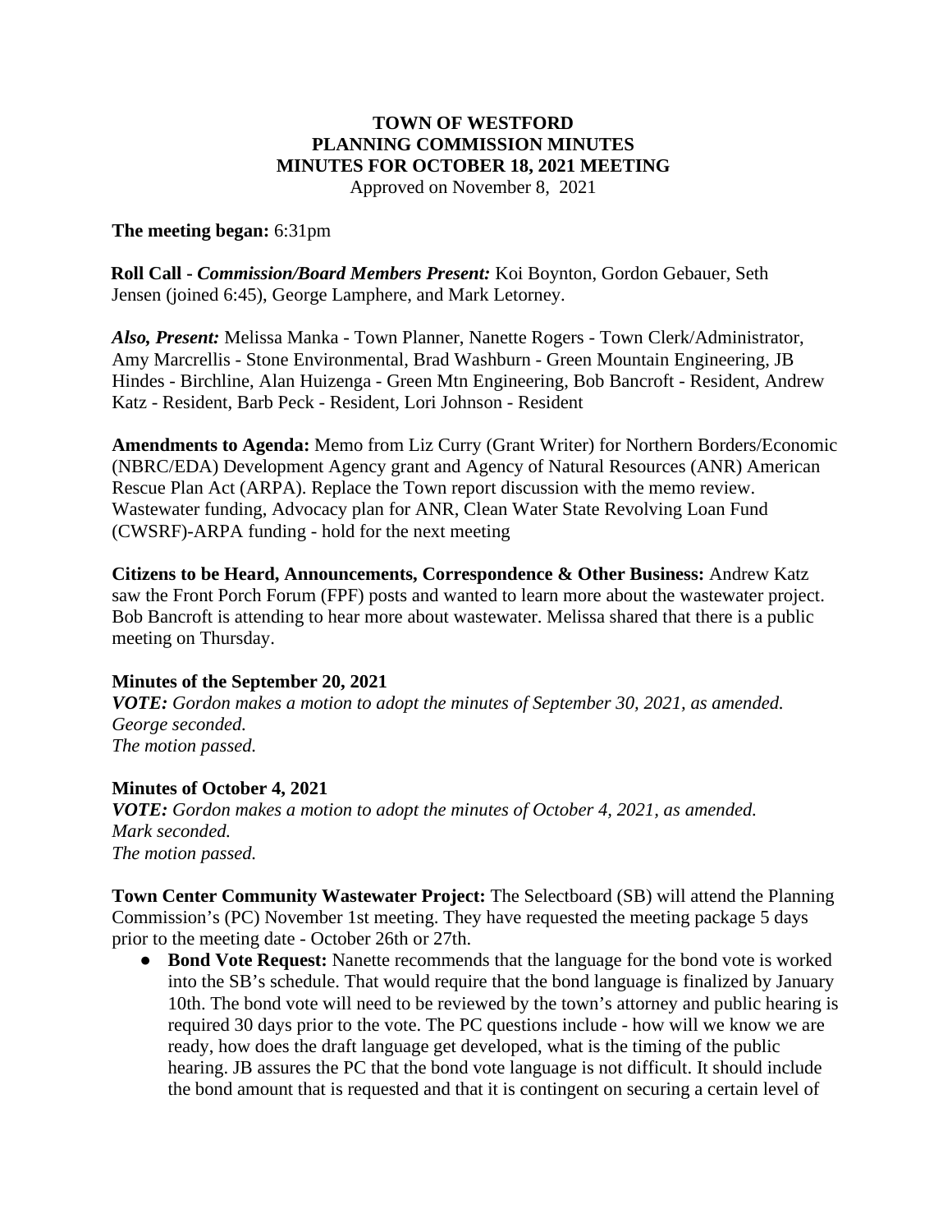**TOWN OF WESTFORD**
**PLANNING COMMISSION MINUTES**
**MINUTES FOR OCTOBER 18, 2021 MEETING**
Approved on November 8, 2021

**The meeting began:** 6:31pm

**Roll Call -** ***Commission/Board Members Present:*** Koi Boynton, Gordon Gebauer, Seth Jensen (joined 6:45), George Lamphere, and Mark Letorney.

***Also, Present:*** Melissa Manka - Town Planner, Nanette Rogers - Town Clerk/Administrator, Amy Marcrellis - Stone Environmental, Brad Washburn - Green Mountain Engineering, JB Hindes - Birchline, Alan Huizenga - Green Mtn Engineering, Bob Bancroft - Resident, Andrew Katz - Resident, Barb Peck - Resident, Lori Johnson - Resident

**Amendments to Agenda:** Memo from Liz Curry (Grant Writer) for Northern Borders/Economic (NBRC/EDA) Development Agency grant and Agency of Natural Resources (ANR) American Rescue Plan Act (ARPA). Replace the Town report discussion with the memo review. Wastewater funding, Advocacy plan for ANR, Clean Water State Revolving Loan Fund (CWSRF)-ARPA funding - hold for the next meeting

**Citizens to be Heard, Announcements, Correspondence & Other Business:** Andrew Katz saw the Front Porch Forum (FPF) posts and wanted to learn more about the wastewater project. Bob Bancroft is attending to hear more about wastewater. Melissa shared that there is a public meeting on Thursday.

**Minutes of the September 20, 2021**
***VOTE:*** *Gordon makes a motion to adopt the minutes of September 30, 2021, as amended. George seconded.*
*The motion passed.*

**Minutes of October 4, 2021**
***VOTE:*** *Gordon makes a motion to adopt the minutes of October 4, 2021, as amended. Mark seconded.*
*The motion passed.*

**Town Center Community Wastewater Project:** The Selectboard (SB) will attend the Planning Commission's (PC) November 1st meeting. They have requested the meeting package 5 days prior to the meeting date - October 26th or 27th.

- **Bond Vote Request:** Nanette recommends that the language for the bond vote is worked into the SB's schedule. That would require that the bond language is finalized by January 10th. The bond vote will need to be reviewed by the town's attorney and public hearing is required 30 days prior to the vote. The PC questions include - how will we know we are ready, how does the draft language get developed, what is the timing of the public hearing. JB assures the PC that the bond vote language is not difficult. It should include the bond amount that is requested and that it is contingent on securing a certain level of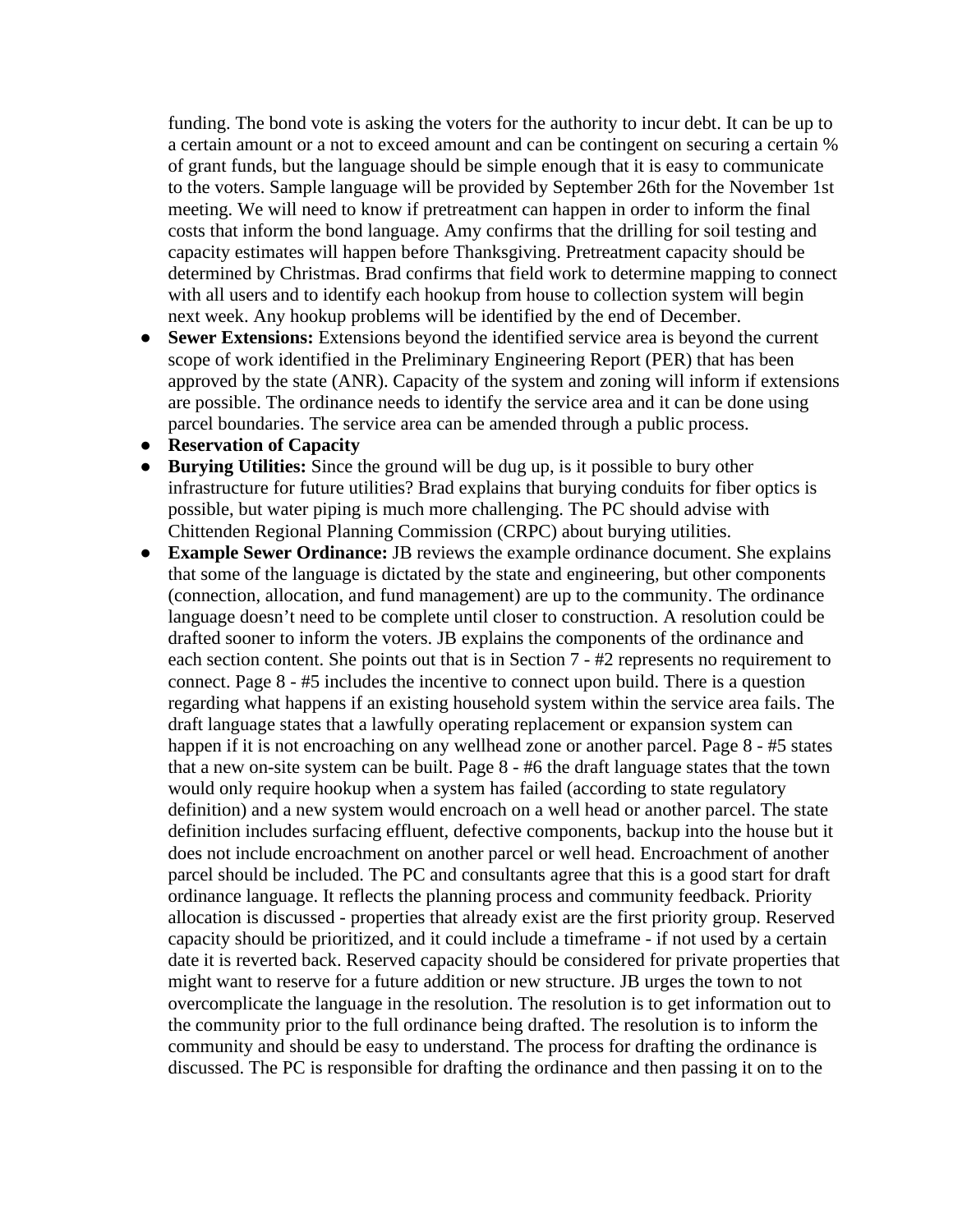funding. The bond vote is asking the voters for the authority to incur debt. It can be up to a certain amount or a not to exceed amount and can be contingent on securing a certain % of grant funds, but the language should be simple enough that it is easy to communicate to the voters. Sample language will be provided by September 26th for the November 1st meeting. We will need to know if pretreatment can happen in order to inform the final costs that inform the bond language. Amy confirms that the drilling for soil testing and capacity estimates will happen before Thanksgiving. Pretreatment capacity should be determined by Christmas. Brad confirms that field work to determine mapping to connect with all users and to identify each hookup from house to collection system will begin next week. Any hookup problems will be identified by the end of December.

- **Sewer Extensions:** Extensions beyond the identified service area is beyond the current scope of work identified in the Preliminary Engineering Report (PER) that has been approved by the state (ANR). Capacity of the system and zoning will inform if extensions are possible. The ordinance needs to identify the service area and it can be done using parcel boundaries. The service area can be amended through a public process.
- **Reservation of Capacity**
- **Burying Utilities:** Since the ground will be dug up, is it possible to bury other infrastructure for future utilities? Brad explains that burying conduits for fiber optics is possible, but water piping is much more challenging. The PC should advise with Chittenden Regional Planning Commission (CRPC) about burying utilities.
- **Example Sewer Ordinance:** JB reviews the example ordinance document. She explains that some of the language is dictated by the state and engineering, but other components (connection, allocation, and fund management) are up to the community. The ordinance language doesn't need to be complete until closer to construction. A resolution could be drafted sooner to inform the voters. JB explains the components of the ordinance and each section content. She points out that is in Section 7 - #2 represents no requirement to connect. Page 8 - #5 includes the incentive to connect upon build. There is a question regarding what happens if an existing household system within the service area fails. The draft language states that a lawfully operating replacement or expansion system can happen if it is not encroaching on any wellhead zone or another parcel. Page 8 - #5 states that a new on-site system can be built. Page 8 - #6 the draft language states that the town would only require hookup when a system has failed (according to state regulatory definition) and a new system would encroach on a well head or another parcel. The state definition includes surfacing effluent, defective components, backup into the house but it does not include encroachment on another parcel or well head. Encroachment of another parcel should be included. The PC and consultants agree that this is a good start for draft ordinance language. It reflects the planning process and community feedback. Priority allocation is discussed - properties that already exist are the first priority group. Reserved capacity should be prioritized, and it could include a timeframe - if not used by a certain date it is reverted back. Reserved capacity should be considered for private properties that might want to reserve for a future addition or new structure. JB urges the town to not overcomplicate the language in the resolution. The resolution is to get information out to the community prior to the full ordinance being drafted. The resolution is to inform the community and should be easy to understand. The process for drafting the ordinance is discussed. The PC is responsible for drafting the ordinance and then passing it on to the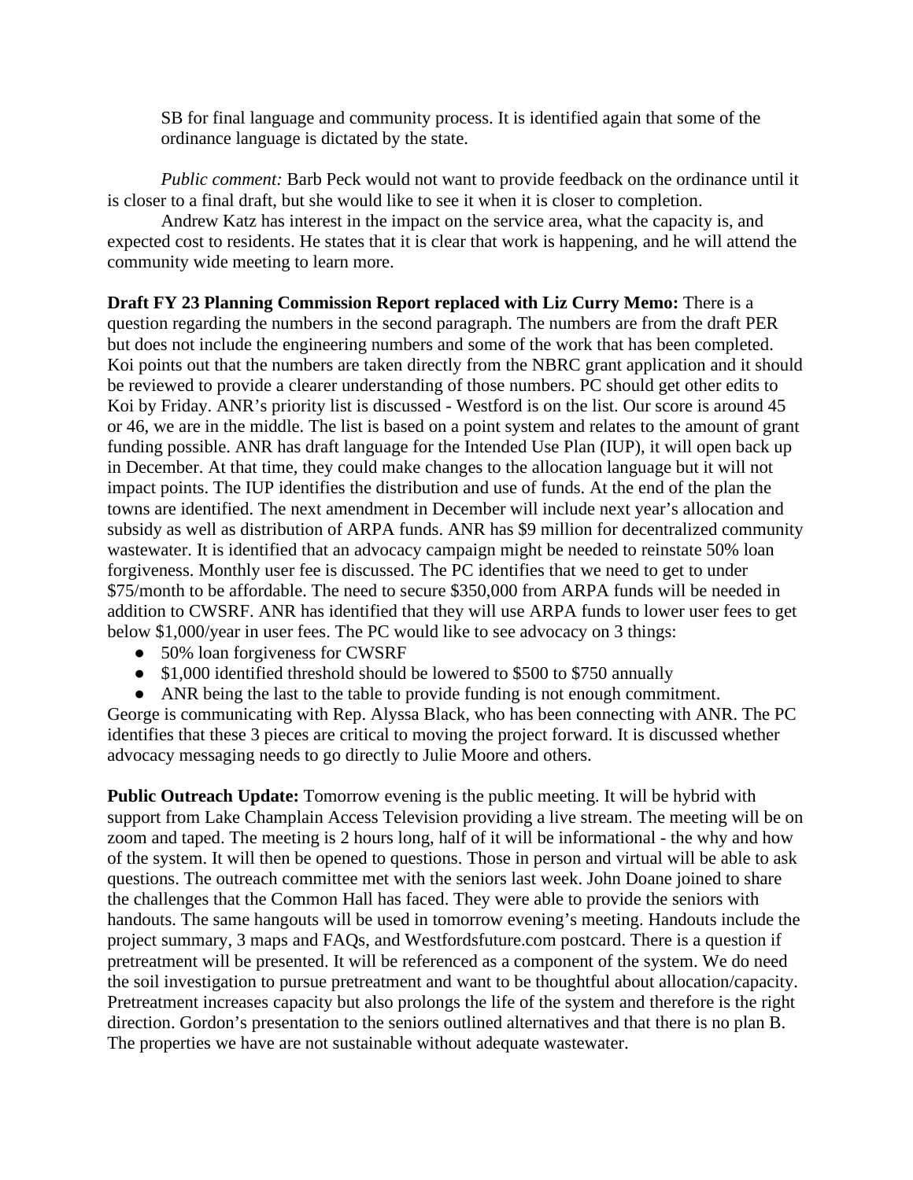SB for final language and community process. It is identified again that some of the ordinance language is dictated by the state.

*Public comment:* Barb Peck would not want to provide feedback on the ordinance until it is closer to a final draft, but she would like to see it when it is closer to completion.

Andrew Katz has interest in the impact on the service area, what the capacity is, and expected cost to residents. He states that it is clear that work is happening, and he will attend the community wide meeting to learn more.

**Draft FY 23 Planning Commission Report replaced with Liz Curry Memo:** There is a question regarding the numbers in the second paragraph. The numbers are from the draft PER but does not include the engineering numbers and some of the work that has been completed. Koi points out that the numbers are taken directly from the NBRC grant application and it should be reviewed to provide a clearer understanding of those numbers. PC should get other edits to Koi by Friday. ANR's priority list is discussed - Westford is on the list. Our score is around 45 or 46, we are in the middle. The list is based on a point system and relates to the amount of grant funding possible. ANR has draft language for the Intended Use Plan (IUP), it will open back up in December. At that time, they could make changes to the allocation language but it will not impact points. The IUP identifies the distribution and use of funds. At the end of the plan the towns are identified. The next amendment in December will include next year's allocation and subsidy as well as distribution of ARPA funds. ANR has $9 million for decentralized community wastewater. It is identified that an advocacy campaign might be needed to reinstate 50% loan forgiveness. Monthly user fee is discussed. The PC identifies that we need to get to under $75/month to be affordable. The need to secure $350,000 from ARPA funds will be needed in addition to CWSRF. ANR has identified that they will use ARPA funds to lower user fees to get below $1,000/year in user fees. The PC would like to see advocacy on 3 things:

- 50% loan forgiveness for CWSRF
- $1,000 identified threshold should be lowered to $500 to $750 annually
- ANR being the last to the table to provide funding is not enough commitment.

George is communicating with Rep. Alyssa Black, who has been connecting with ANR. The PC identifies that these 3 pieces are critical to moving the project forward. It is discussed whether advocacy messaging needs to go directly to Julie Moore and others.

**Public Outreach Update:** Tomorrow evening is the public meeting. It will be hybrid with support from Lake Champlain Access Television providing a live stream. The meeting will be on zoom and taped. The meeting is 2 hours long, half of it will be informational - the why and how of the system. It will then be opened to questions. Those in person and virtual will be able to ask questions. The outreach committee met with the seniors last week. John Doane joined to share the challenges that the Common Hall has faced. They were able to provide the seniors with handouts. The same hangouts will be used in tomorrow evening's meeting. Handouts include the project summary, 3 maps and FAQs, and Westfordsfuture.com postcard. There is a question if pretreatment will be presented. It will be referenced as a component of the system. We do need the soil investigation to pursue pretreatment and want to be thoughtful about allocation/capacity. Pretreatment increases capacity but also prolongs the life of the system and therefore is the right direction. Gordon's presentation to the seniors outlined alternatives and that there is no plan B. The properties we have are not sustainable without adequate wastewater.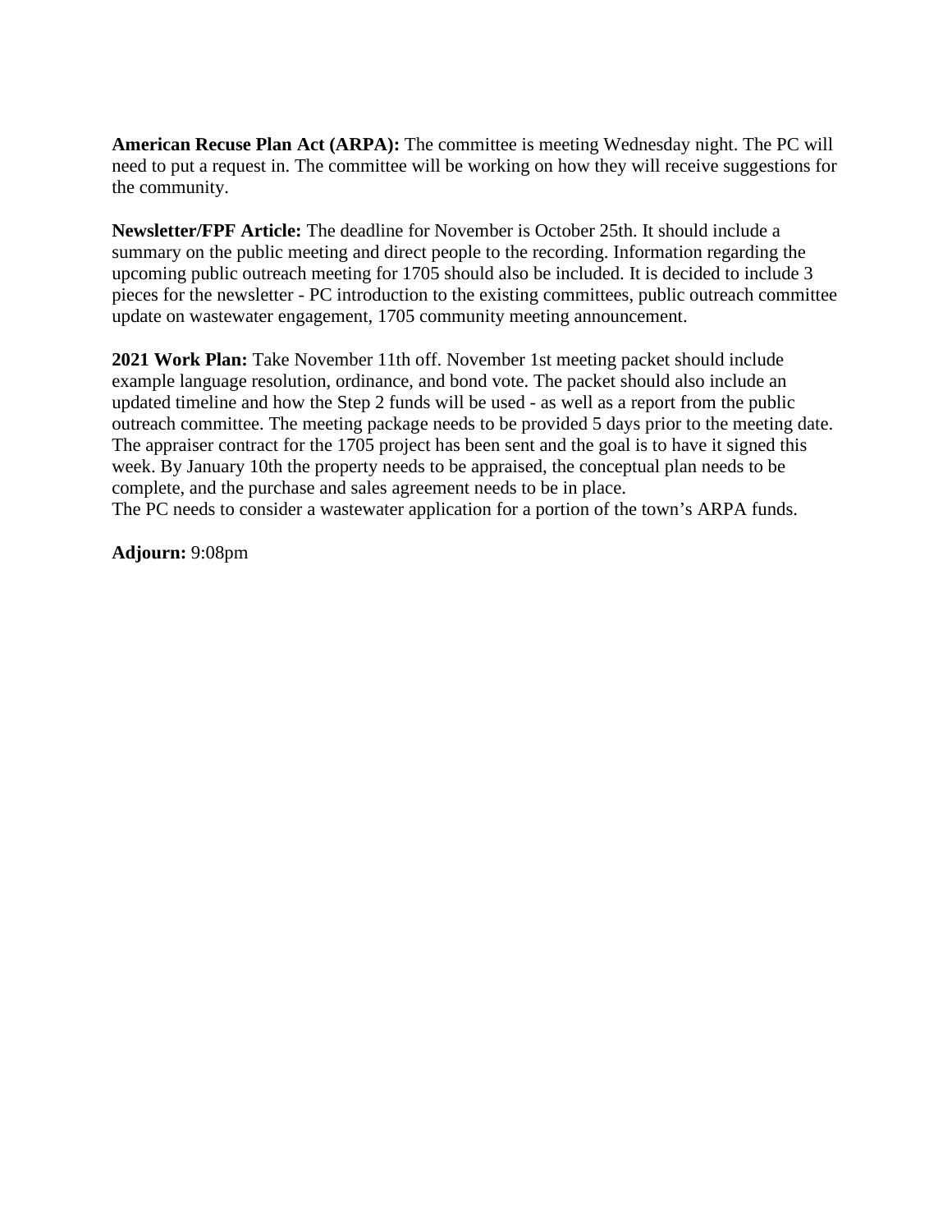**American Recuse Plan Act (ARPA):** The committee is meeting Wednesday night. The PC will need to put a request in. The committee will be working on how they will receive suggestions for the community.

**Newsletter/FPF Article:** The deadline for November is October 25th. It should include a summary on the public meeting and direct people to the recording. Information regarding the upcoming public outreach meeting for 1705 should also be included. It is decided to include 3 pieces for the newsletter - PC introduction to the existing committees, public outreach committee update on wastewater engagement, 1705 community meeting announcement.

**2021 Work Plan:** Take November 11th off. November 1st meeting packet should include example language resolution, ordinance, and bond vote. The packet should also include an updated timeline and how the Step 2 funds will be used - as well as a report from the public outreach committee. The meeting package needs to be provided 5 days prior to the meeting date. The appraiser contract for the 1705 project has been sent and the goal is to have it signed this week. By January 10th the property needs to be appraised, the conceptual plan needs to be complete, and the purchase and sales agreement needs to be in place.
The PC needs to consider a wastewater application for a portion of the town's ARPA funds.

**Adjourn:** 9:08pm